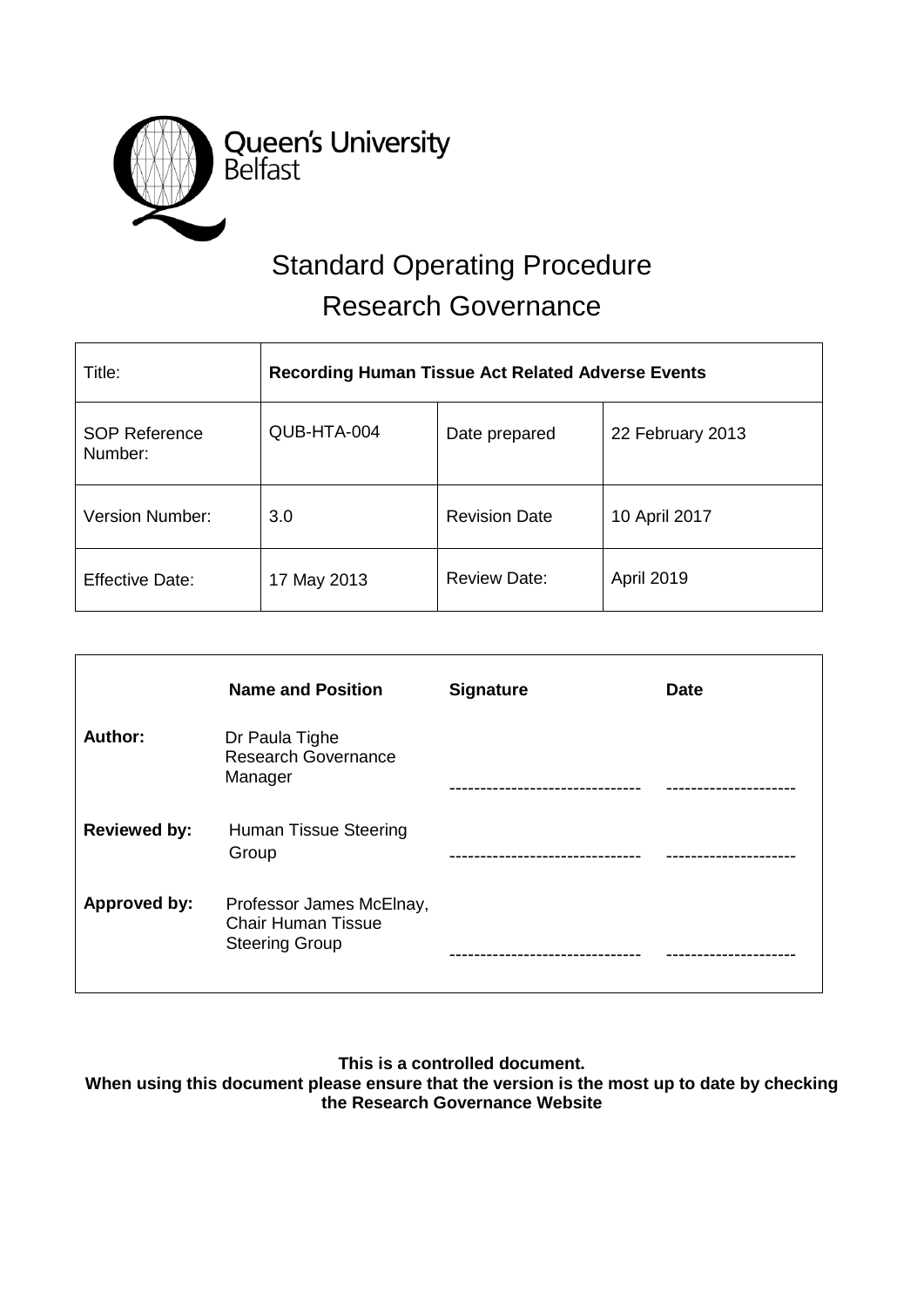Queen's University Belfast

# Standard Operating Procedure

# Research Governance

| Title: | **Recording Human Tissue Act Related Adverse Events** | | |
|---|---|---|---|
| SOP Reference Number: | QUB-HTA-004 | Date prepared | 22 February 2013 |
| Version Number: | 3.0 | Revision Date | 10 April 2017 |
| Effective Date: | 17 May 2013 | Review Date: | April 2019 |

| | **Name and Position** | **Signature** | **Date** |
|---|---|---|---|
| **Author:** | Dr Paula Tighe Research Governance Manager | ------------------------------- | --------------------- |
| **Reviewed by:** | Human Tissue Steering Group | ------------------------------- | --------------------- |
| **Approved by:** | Professor James McElnay, Chair Human Tissue Steering Group | ------------------------------- | --------------------- |

**This is a controlled document.**
**When using this document please ensure that the version is the most up to date by checking the Research Governance Website**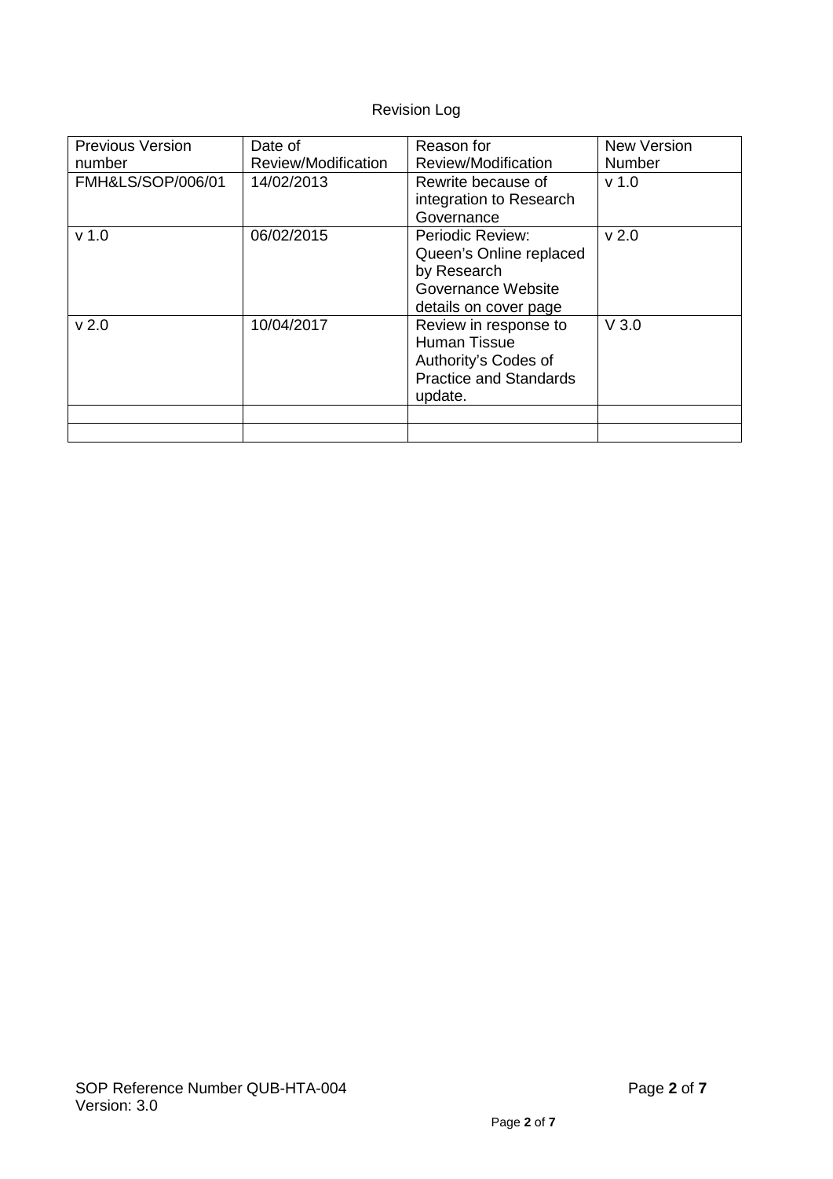Revision Log

| Previous Version number | Date of Review/Modification | Reason for Review/Modification | New Version Number |
|---|---|---|---|
| FMH&LS/SOP/006/01 | 14/02/2013 | Rewrite because of integration to Research Governance | v 1.0 |
| v 1.0 | 06/02/2015 | Periodic Review: Queen's Online replaced by Research Governance Website details on cover page | v 2.0 |
| v 2.0 | 10/04/2017 | Review in response to Human Tissue Authority's Codes of Practice and Standards update. | V 3.0 |
| | | | |
| | | | |

SOP Reference Number QUB-HTA-004
Version: 3.0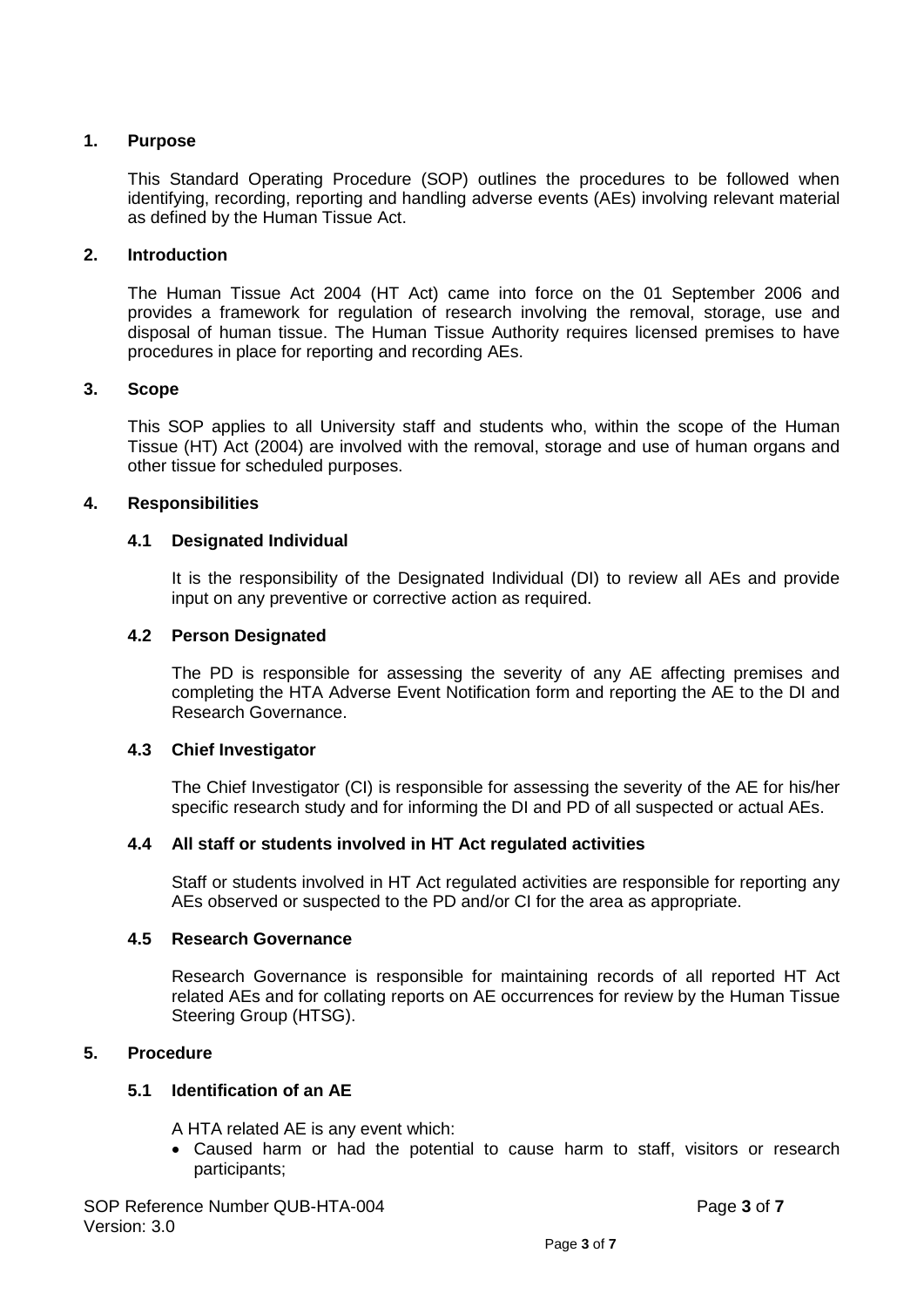## 1. Purpose

This Standard Operating Procedure (SOP) outlines the procedures to be followed when identifying, recording, reporting and handling adverse events (AEs) involving relevant material as defined by the Human Tissue Act.

## 2. Introduction

The Human Tissue Act 2004 (HT Act) came into force on the 01 September 2006 and provides a framework for regulation of research involving the removal, storage, use and disposal of human tissue. The Human Tissue Authority requires licensed premises to have procedures in place for reporting and recording AEs.

## 3. Scope

This SOP applies to all University staff and students who, within the scope of the Human Tissue (HT) Act (2004) are involved with the removal, storage and use of human organs and other tissue for scheduled purposes.

## 4. Responsibilities

### 4.1 Designated Individual

It is the responsibility of the Designated Individual (DI) to review all AEs and provide input on any preventive or corrective action as required.

### 4.2 Person Designated

The PD is responsible for assessing the severity of any AE affecting premises and completing the HTA Adverse Event Notification form and reporting the AE to the DI and Research Governance.

### 4.3 Chief Investigator

The Chief Investigator (CI) is responsible for assessing the severity of the AE for his/her specific research study and for informing the DI and PD of all suspected or actual AEs.

### 4.4 All staff or students involved in HT Act regulated activities

Staff or students involved in HT Act regulated activities are responsible for reporting any AEs observed or suspected to the PD and/or CI for the area as appropriate.

### 4.5 Research Governance

Research Governance is responsible for maintaining records of all reported HT Act related AEs and for collating reports on AE occurrences for review by the Human Tissue Steering Group (HTSG).

## 5. Procedure

### 5.1 Identification of an AE

A HTA related AE is any event which:

- Caused harm or had the potential to cause harm to staff, visitors or research participants;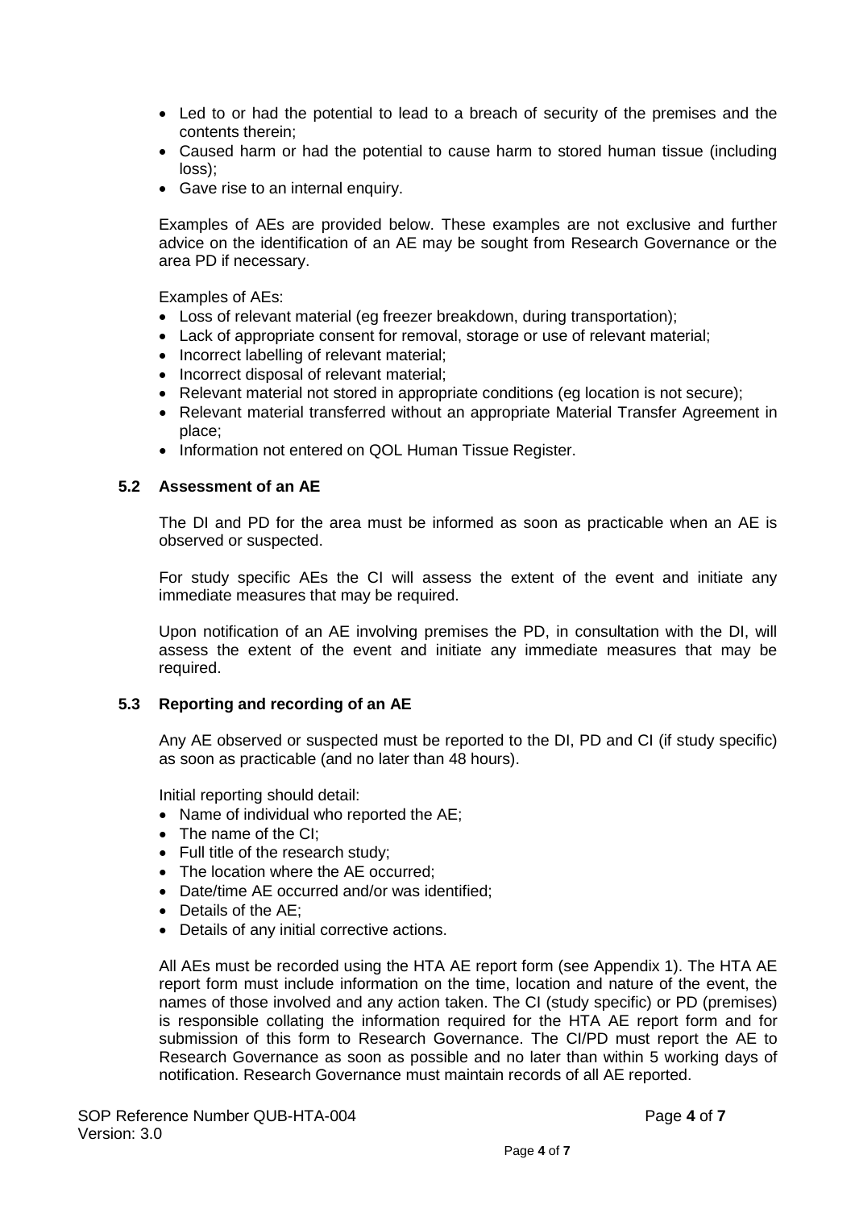- Led to or had the potential to lead to a breach of security of the premises and the contents therein;
- Caused harm or had the potential to cause harm to stored human tissue (including loss);
- Gave rise to an internal enquiry.

Examples of AEs are provided below. These examples are not exclusive and further advice on the identification of an AE may be sought from Research Governance or the area PD if necessary.

Examples of AEs:

- Loss of relevant material (eg freezer breakdown, during transportation);
- Lack of appropriate consent for removal, storage or use of relevant material;
- Incorrect labelling of relevant material;
- Incorrect disposal of relevant material;
- Relevant material not stored in appropriate conditions (eg location is not secure);
- Relevant material transferred without an appropriate Material Transfer Agreement in place;
- Information not entered on QOL Human Tissue Register.

### 5.2 Assessment of an AE

The DI and PD for the area must be informed as soon as practicable when an AE is observed or suspected.

For study specific AEs the CI will assess the extent of the event and initiate any immediate measures that may be required.

Upon notification of an AE involving premises the PD, in consultation with the DI, will assess the extent of the event and initiate any immediate measures that may be required.

### 5.3 Reporting and recording of an AE

Any AE observed or suspected must be reported to the DI, PD and CI (if study specific) as soon as practicable (and no later than 48 hours).

Initial reporting should detail:

- Name of individual who reported the AE;
- The name of the CI;
- Full title of the research study;
- The location where the AE occurred;
- Date/time AE occurred and/or was identified;
- Details of the AE;
- Details of any initial corrective actions.

All AEs must be recorded using the HTA AE report form (see Appendix 1). The HTA AE report form must include information on the time, location and nature of the event, the names of those involved and any action taken. The CI (study specific) or PD (premises) is responsible collating the information required for the HTA AE report form and for submission of this form to Research Governance. The CI/PD must report the AE to Research Governance as soon as possible and no later than within 5 working days of notification. Research Governance must maintain records of all AE reported.

SOP Reference Number QUB-HTA-004
Version: 3.0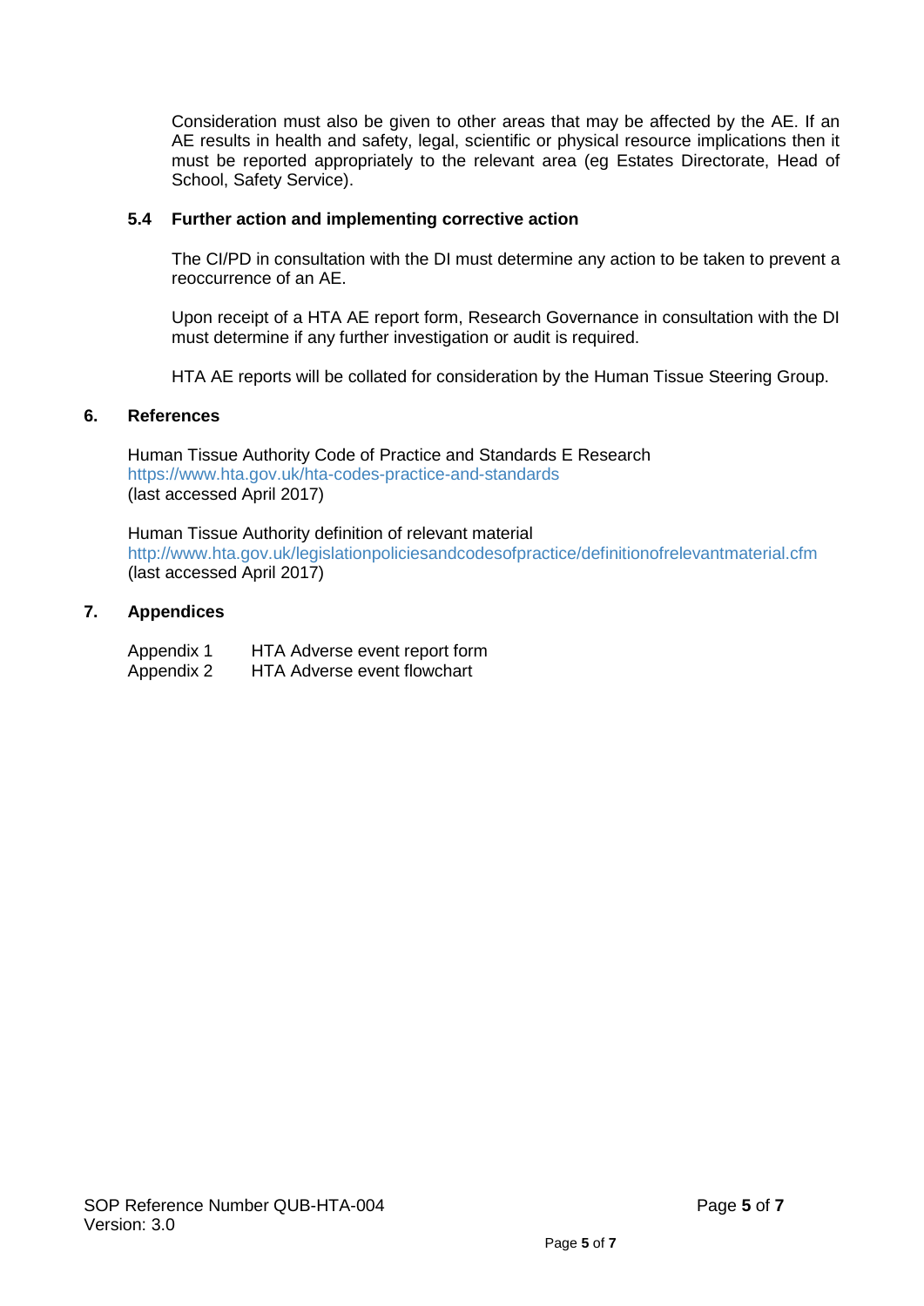Consideration must also be given to other areas that may be affected by the AE. If an AE results in health and safety, legal, scientific or physical resource implications then it must be reported appropriately to the relevant area (eg Estates Directorate, Head of School, Safety Service).

### 5.4 Further action and implementing corrective action

The CI/PD in consultation with the DI must determine any action to be taken to prevent a reoccurrence of an AE.

Upon receipt of a HTA AE report form, Research Governance in consultation with the DI must determine if any further investigation or audit is required.

HTA AE reports will be collated for consideration by the Human Tissue Steering Group.

## 6. References

Human Tissue Authority Code of Practice and Standards E Research
https://www.hta.gov.uk/hta-codes-practice-and-standards
(last accessed April 2017)

Human Tissue Authority definition of relevant material
http://www.hta.gov.uk/legislationpoliciesandcodesofpractice/definitionofrelevantmaterial.cfm
(last accessed April 2017)

## 7. Appendices

| | |
|---|---|
| Appendix 1 | HTA Adverse event report form |
| Appendix 2 | HTA Adverse event flowchart |

SOP Reference Number QUB-HTA-004
Version: 3.0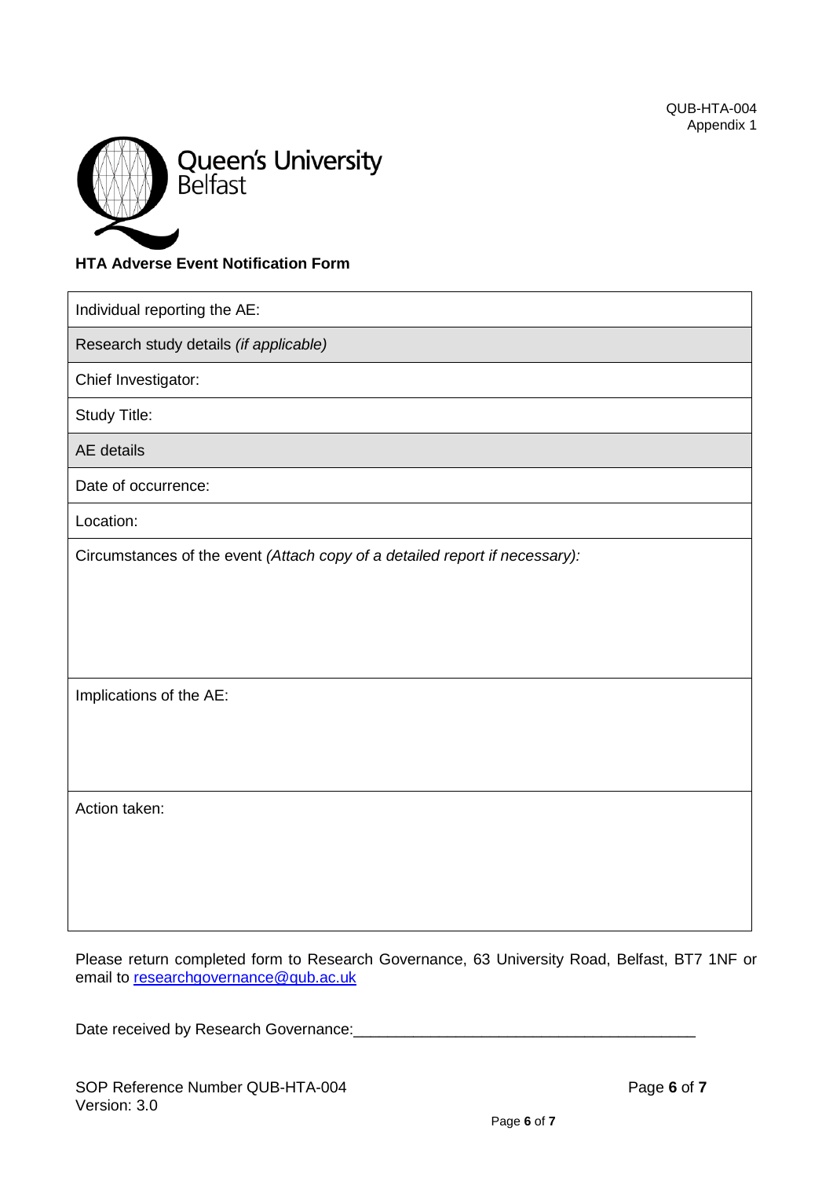QUB-HTA-004
Appendix 1

Queen's University Belfast

**HTA Adverse Event Notification Form**

| Individual reporting the AE: |
|---|
| Research study details *(if applicable)* |
| Chief Investigator: |
| Study Title: |
| AE details |
| Date of occurrence: |
| Location: |
| Circumstances of the event *(Attach copy of a detailed report if necessary):* |
| Implications of the AE: |
| Action taken: |

Please return completed form to Research Governance, 63 University Road, Belfast, BT7 1NF or email to researchgovernance@qub.ac.uk

Date received by Research Governance:________________________________________

SOP Reference Number QUB-HTA-004
Version: 3.0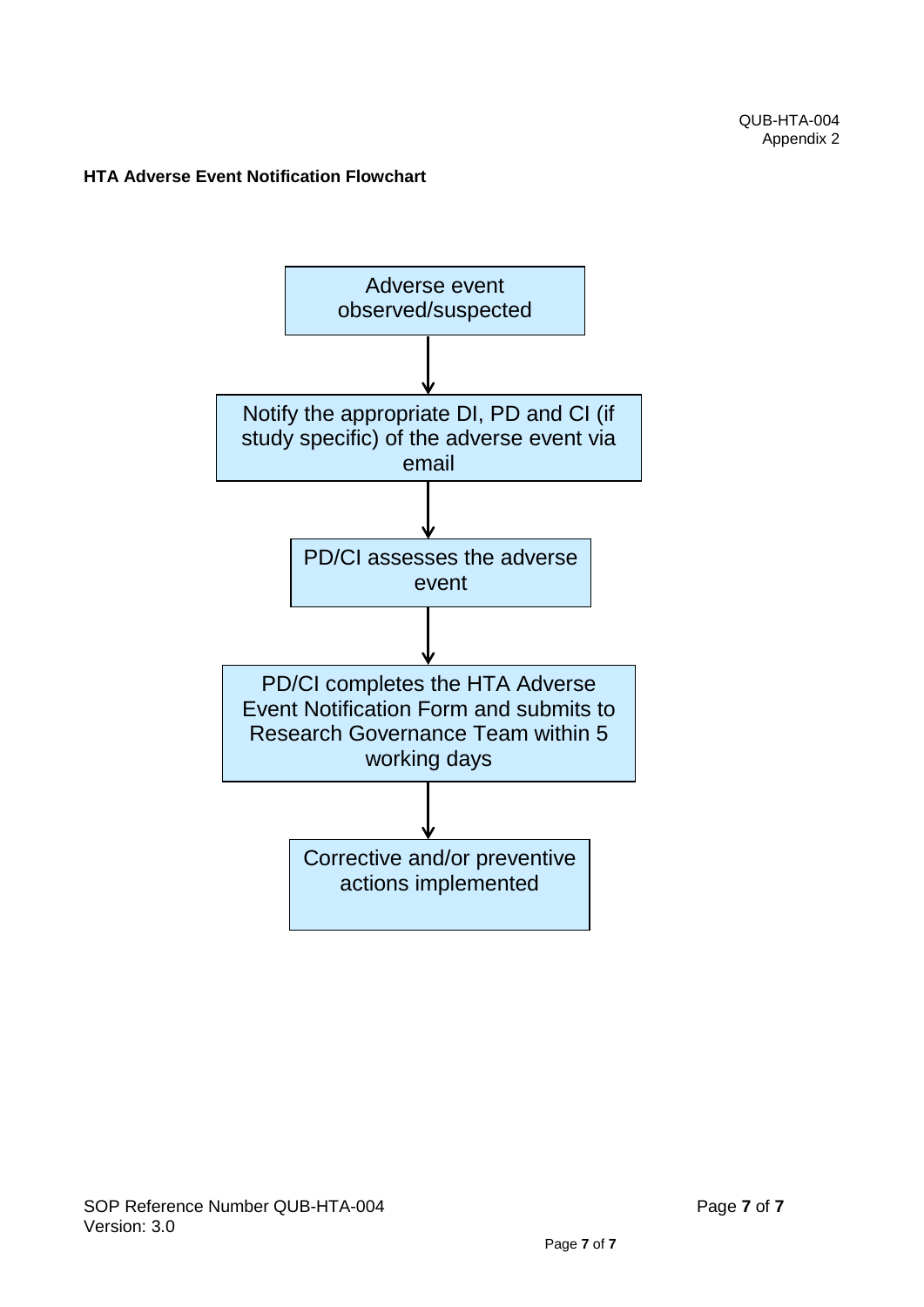QUB-HTA-004
Appendix 2

**HTA Adverse Event Notification Flowchart**

Adverse event observed/suspected

↓

Notify the appropriate DI, PD and CI (if study specific) of the adverse event via email

↓

PD/CI assesses the adverse event

↓

PD/CI completes the HTA Adverse Event Notification Form and submits to Research Governance Team within 5 working days

↓

Corrective and/or preventive actions implemented

SOP Reference Number QUB-HTA-004
Version: 3.0